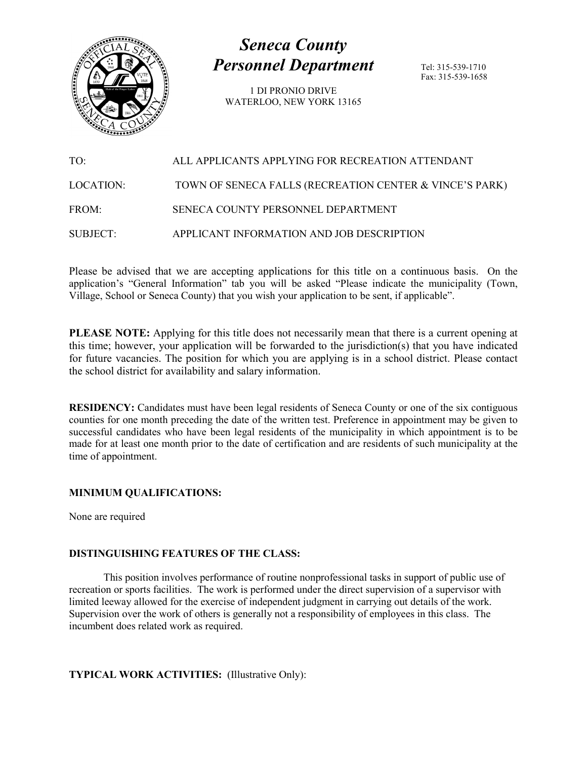# *Seneca County*
# *Personnel Department*

1 DI PRONIO DRIVE
WATERLOO, NEW YORK 13165

Tel: 315-539-1710
Fax: 315-539-1658

| | |
|---|---|
| TO: | ALL APPLICANTS APPLYING FOR RECREATION ATTENDANT |
| LOCATION: | TOWN OF SENECA FALLS (RECREATION CENTER & VINCE'S PARK) |
| FROM: | SENECA COUNTY PERSONNEL DEPARTMENT |
| SUBJECT: | APPLICANT INFORMATION AND JOB DESCRIPTION |

Please be advised that we are accepting applications for this title on a continuous basis. On the application's "General Information" tab you will be asked "Please indicate the municipality (Town, Village, School or Seneca County) that you wish your application to be sent, if applicable".

**PLEASE NOTE:** Applying for this title does not necessarily mean that there is a current opening at this time; however, your application will be forwarded to the jurisdiction(s) that you have indicated for future vacancies. The position for which you are applying is in a school district. Please contact the school district for availability and salary information.

**RESIDENCY:** Candidates must have been legal residents of Seneca County or one of the six contiguous counties for one month preceding the date of the written test. Preference in appointment may be given to successful candidates who have been legal residents of the municipality in which appointment is to be made for at least one month prior to the date of certification and are residents of such municipality at the time of appointment.

**MINIMUM QUALIFICATIONS:**

None are required

**DISTINGUISHING FEATURES OF THE CLASS:**

This position involves performance of routine nonprofessional tasks in support of public use of recreation or sports facilities. The work is performed under the direct supervision of a supervisor with limited leeway allowed for the exercise of independent judgment in carrying out details of the work. Supervision over the work of others is generally not a responsibility of employees in this class. The incumbent does related work as required.

**TYPICAL WORK ACTIVITIES:** (Illustrative Only):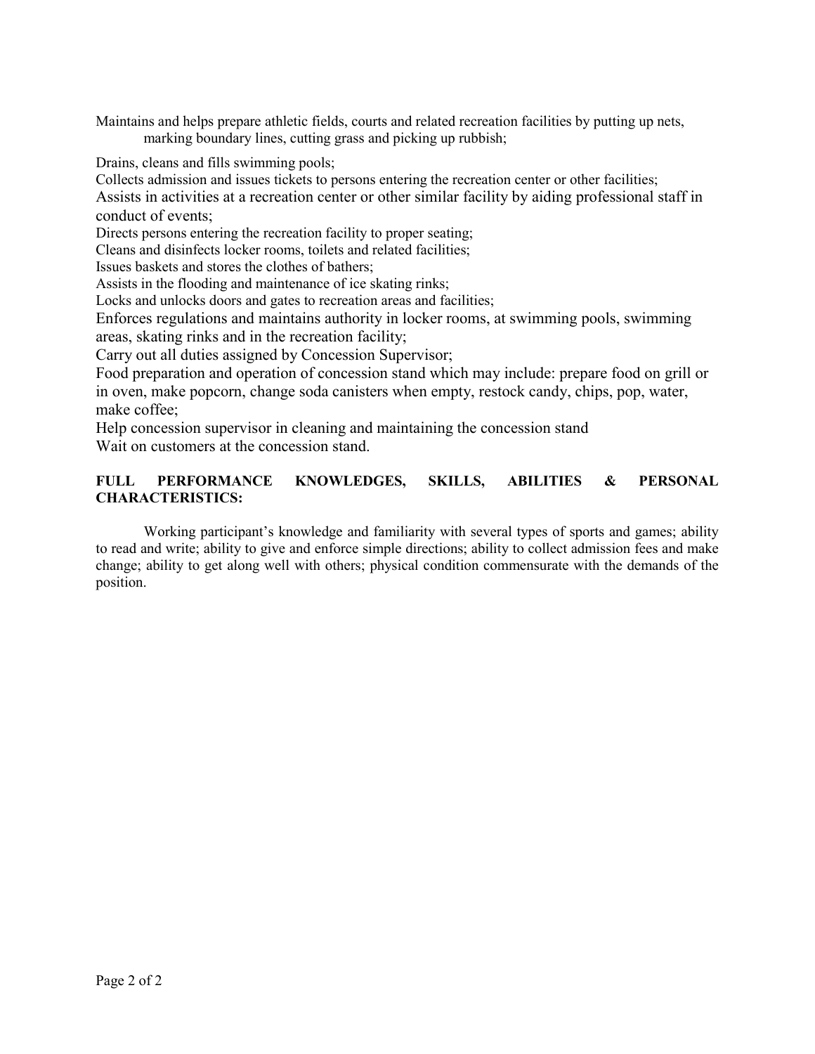Maintains and helps prepare athletic fields, courts and related recreation facilities by putting up nets, marking boundary lines, cutting grass and picking up rubbish;

Drains, cleans and fills swimming pools;

Collects admission and issues tickets to persons entering the recreation center or other facilities;

Assists in activities at a recreation center or other similar facility by aiding professional staff in conduct of events;

Directs persons entering the recreation facility to proper seating;

Cleans and disinfects locker rooms, toilets and related facilities;

Issues baskets and stores the clothes of bathers;

Assists in the flooding and maintenance of ice skating rinks;

Locks and unlocks doors and gates to recreation areas and facilities;

Enforces regulations and maintains authority in locker rooms, at swimming pools, swimming areas, skating rinks and in the recreation facility;

Carry out all duties assigned by Concession Supervisor;

Food preparation and operation of concession stand which may include: prepare food on grill or in oven, make popcorn, change soda canisters when empty, restock candy, chips, pop, water, make coffee;

Help concession supervisor in cleaning and maintaining the concession stand

Wait on customers at the concession stand.

**FULL PERFORMANCE KNOWLEDGES, SKILLS, ABILITIES & PERSONAL CHARACTERISTICS:**

Working participant's knowledge and familiarity with several types of sports and games; ability to read and write; ability to give and enforce simple directions; ability to collect admission fees and make change; ability to get along well with others; physical condition commensurate with the demands of the position.